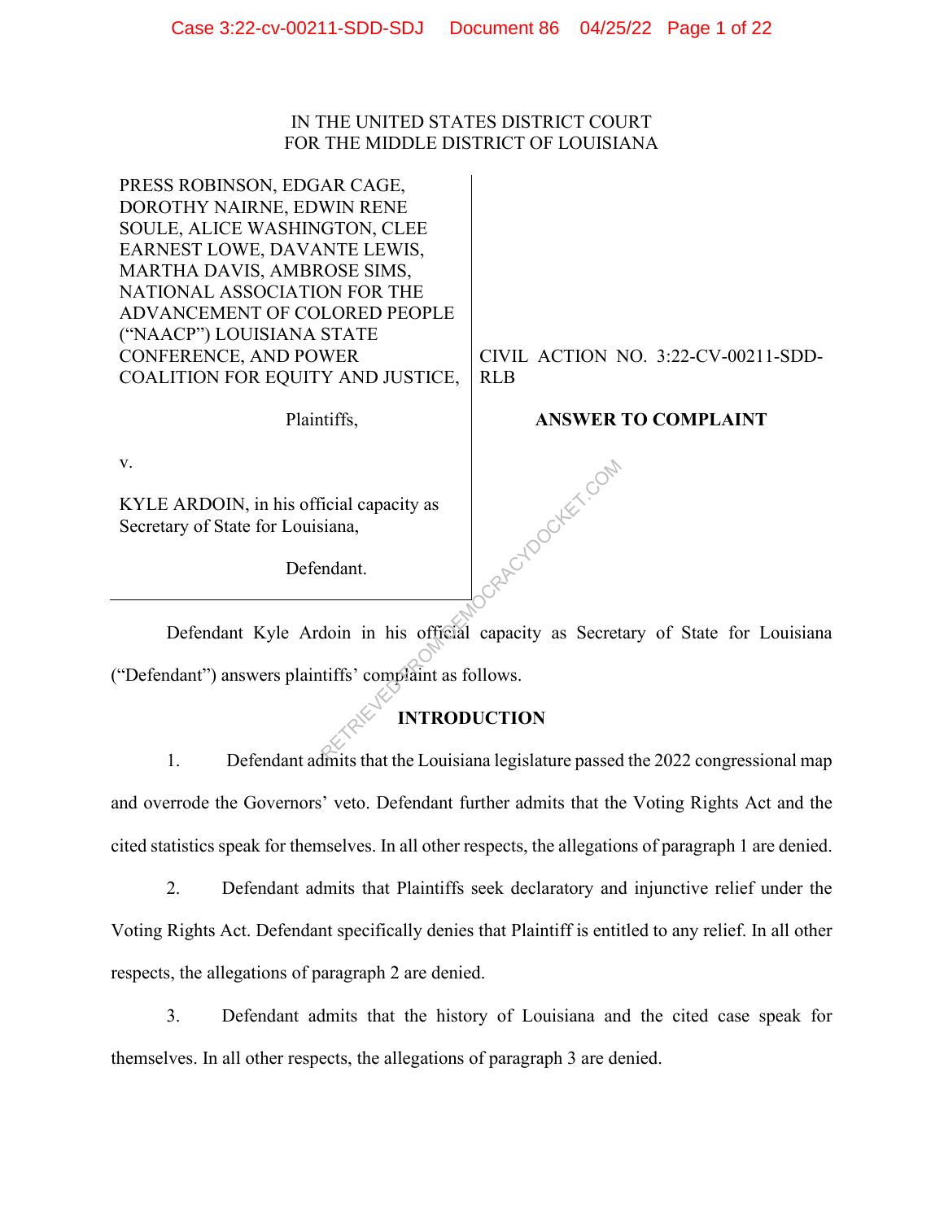IN THE UNITED STATES DISTRICT COURT
FOR THE MIDDLE DISTRICT OF LOUISIANA

| | |
|---|---|
| PRESS ROBINSON, EDGAR CAGE, DOROTHY NAIRNE, EDWIN RENE SOULE, ALICE WASHINGTON, CLEE EARNEST LOWE, DAVANTE LEWIS, MARTHA DAVIS, AMBROSE SIMS, NATIONAL ASSOCIATION FOR THE ADVANCEMENT OF COLORED PEOPLE ("NAACP") LOUISIANA STATE CONFERENCE, AND POWER COALITION FOR EQUITY AND JUSTICE, | CIVIL ACTION NO. 3:22-CV-00211-SDD-RLB |
| Plaintiffs, | **ANSWER TO COMPLAINT** |
| v. | |
| KYLE ARDOIN, in his official capacity as Secretary of State for Louisiana, | |
| Defendant. | |

Defendant Kyle Ardoin in his official capacity as Secretary of State for Louisiana ("Defendant") answers plaintiffs' complaint as follows.

## INTRODUCTION

1. Defendant admits that the Louisiana legislature passed the 2022 congressional map and overrode the Governors' veto. Defendant further admits that the Voting Rights Act and the cited statistics speak for themselves. In all other respects, the allegations of paragraph 1 are denied.

2. Defendant admits that Plaintiffs seek declaratory and injunctive relief under the Voting Rights Act. Defendant specifically denies that Plaintiff is entitled to any relief. In all other respects, the allegations of paragraph 2 are denied.

3. Defendant admits that the history of Louisiana and the cited case speak for themselves. In all other respects, the allegations of paragraph 3 are denied.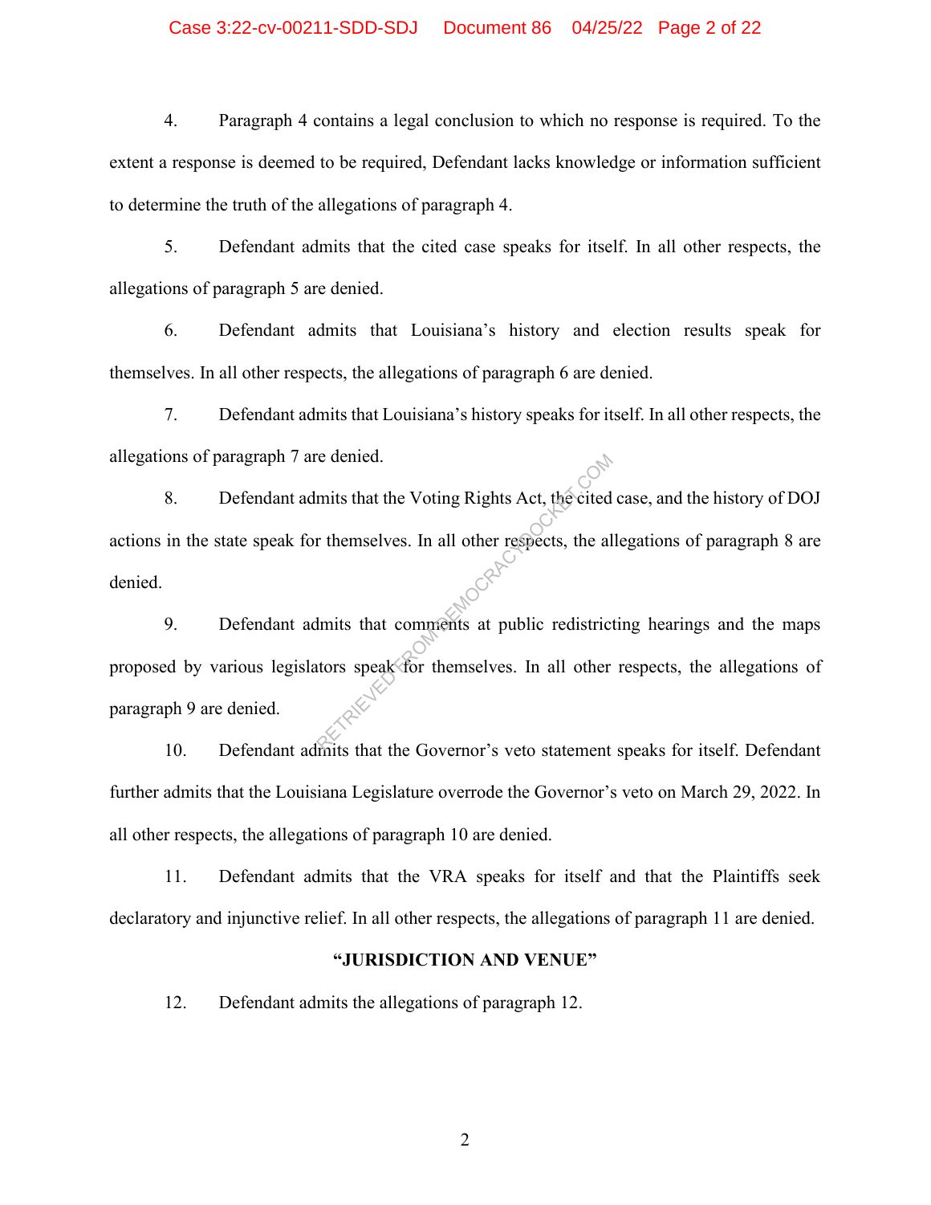4. Paragraph 4 contains a legal conclusion to which no response is required. To the extent a response is deemed to be required, Defendant lacks knowledge or information sufficient to determine the truth of the allegations of paragraph 4.

5. Defendant admits that the cited case speaks for itself. In all other respects, the allegations of paragraph 5 are denied.

6. Defendant admits that Louisiana's history and election results speak for themselves. In all other respects, the allegations of paragraph 6 are denied.

7. Defendant admits that Louisiana's history speaks for itself. In all other respects, the allegations of paragraph 7 are denied.

8. Defendant admits that the Voting Rights Act, the cited case, and the history of DOJ actions in the state speak for themselves. In all other respects, the allegations of paragraph 8 are denied.

9. Defendant admits that comments at public redistricting hearings and the maps proposed by various legislators speak for themselves. In all other respects, the allegations of paragraph 9 are denied.

10. Defendant admits that the Governor's veto statement speaks for itself. Defendant further admits that the Louisiana Legislature overrode the Governor's veto on March 29, 2022. In all other respects, the allegations of paragraph 10 are denied.

11. Defendant admits that the VRA speaks for itself and that the Plaintiffs seek declaratory and injunctive relief. In all other respects, the allegations of paragraph 11 are denied.

## "JURISDICTION AND VENUE"

12. Defendant admits the allegations of paragraph 12.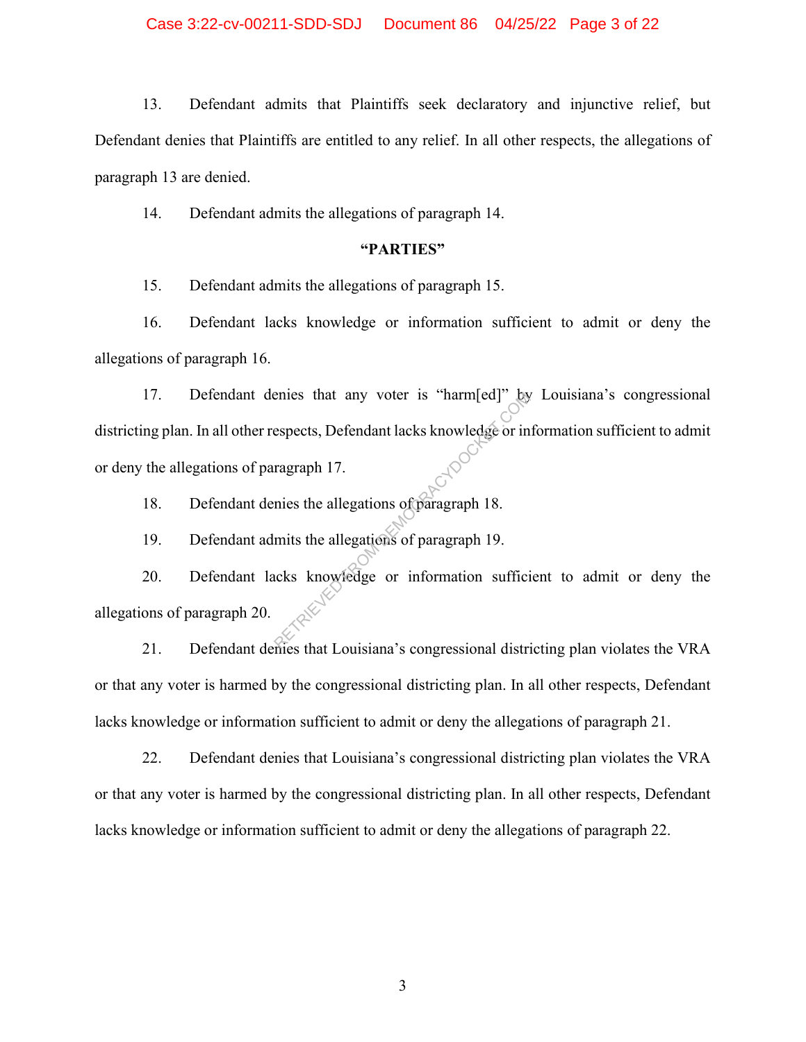13. Defendant admits that Plaintiffs seek declaratory and injunctive relief, but Defendant denies that Plaintiffs are entitled to any relief. In all other respects, the allegations of paragraph 13 are denied.

14. Defendant admits the allegations of paragraph 14.

**"PARTIES"**

15. Defendant admits the allegations of paragraph 15.

16. Defendant lacks knowledge or information sufficient to admit or deny the allegations of paragraph 16.

17. Defendant denies that any voter is "harm[ed]" by Louisiana's congressional districting plan. In all other respects, Defendant lacks knowledge or information sufficient to admit or deny the allegations of paragraph 17.

18. Defendant denies the allegations of paragraph 18.

19. Defendant admits the allegations of paragraph 19.

20. Defendant lacks knowledge or information sufficient to admit or deny the allegations of paragraph 20.

21. Defendant denies that Louisiana's congressional districting plan violates the VRA or that any voter is harmed by the congressional districting plan. In all other respects, Defendant lacks knowledge or information sufficient to admit or deny the allegations of paragraph 21.

22. Defendant denies that Louisiana's congressional districting plan violates the VRA or that any voter is harmed by the congressional districting plan. In all other respects, Defendant lacks knowledge or information sufficient to admit or deny the allegations of paragraph 22.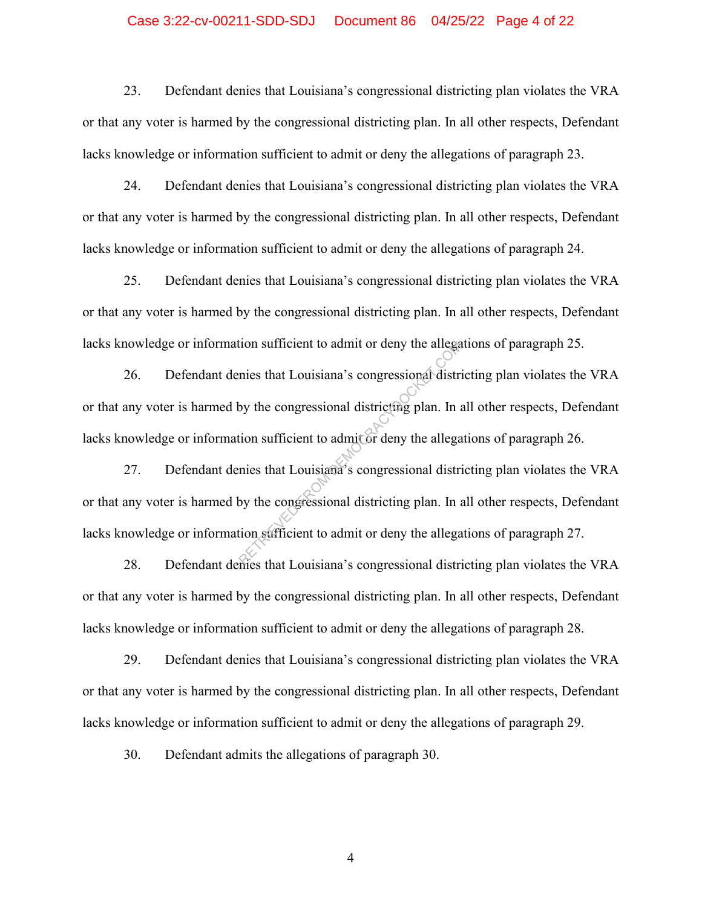23. Defendant denies that Louisiana's congressional districting plan violates the VRA or that any voter is harmed by the congressional districting plan. In all other respects, Defendant lacks knowledge or information sufficient to admit or deny the allegations of paragraph 23.

24. Defendant denies that Louisiana's congressional districting plan violates the VRA or that any voter is harmed by the congressional districting plan. In all other respects, Defendant lacks knowledge or information sufficient to admit or deny the allegations of paragraph 24.

25. Defendant denies that Louisiana's congressional districting plan violates the VRA or that any voter is harmed by the congressional districting plan. In all other respects, Defendant lacks knowledge or information sufficient to admit or deny the allegations of paragraph 25.

26. Defendant denies that Louisiana's congressional districting plan violates the VRA or that any voter is harmed by the congressional districting plan. In all other respects, Defendant lacks knowledge or information sufficient to admit or deny the allegations of paragraph 26.

27. Defendant denies that Louisiana's congressional districting plan violates the VRA or that any voter is harmed by the congressional districting plan. In all other respects, Defendant lacks knowledge or information sufficient to admit or deny the allegations of paragraph 27.

28. Defendant denies that Louisiana's congressional districting plan violates the VRA or that any voter is harmed by the congressional districting plan. In all other respects, Defendant lacks knowledge or information sufficient to admit or deny the allegations of paragraph 28.

29. Defendant denies that Louisiana's congressional districting plan violates the VRA or that any voter is harmed by the congressional districting plan. In all other respects, Defendant lacks knowledge or information sufficient to admit or deny the allegations of paragraph 29.

30. Defendant admits the allegations of paragraph 30.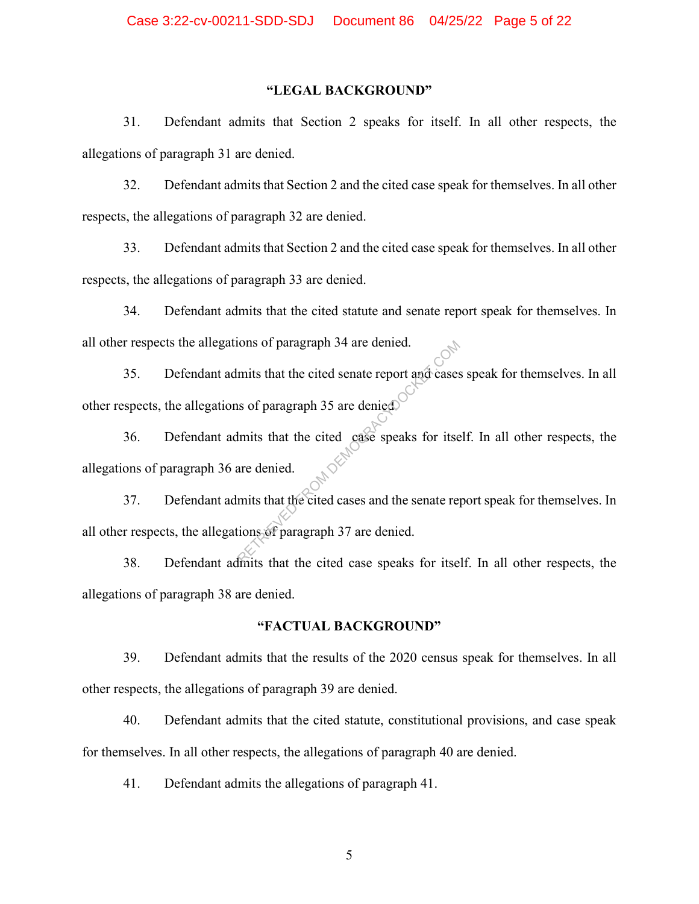## "LEGAL BACKGROUND"

31. Defendant admits that Section 2 speaks for itself. In all other respects, the allegations of paragraph 31 are denied.

32. Defendant admits that Section 2 and the cited case speak for themselves. In all other respects, the allegations of paragraph 32 are denied.

33. Defendant admits that Section 2 and the cited case speak for themselves. In all other respects, the allegations of paragraph 33 are denied.

34. Defendant admits that the cited statute and senate report speak for themselves. In all other respects the allegations of paragraph 34 are denied.

35. Defendant admits that the cited senate report and cases speak for themselves. In all other respects, the allegations of paragraph 35 are denied.

36. Defendant admits that the cited case speaks for itself. In all other respects, the allegations of paragraph 36 are denied.

37. Defendant admits that the cited cases and the senate report speak for themselves. In all other respects, the allegations of paragraph 37 are denied.

38. Defendant admits that the cited case speaks for itself. In all other respects, the allegations of paragraph 38 are denied.

## "FACTUAL BACKGROUND"

39. Defendant admits that the results of the 2020 census speak for themselves. In all other respects, the allegations of paragraph 39 are denied.

40. Defendant admits that the cited statute, constitutional provisions, and case speak for themselves. In all other respects, the allegations of paragraph 40 are denied.

41. Defendant admits the allegations of paragraph 41.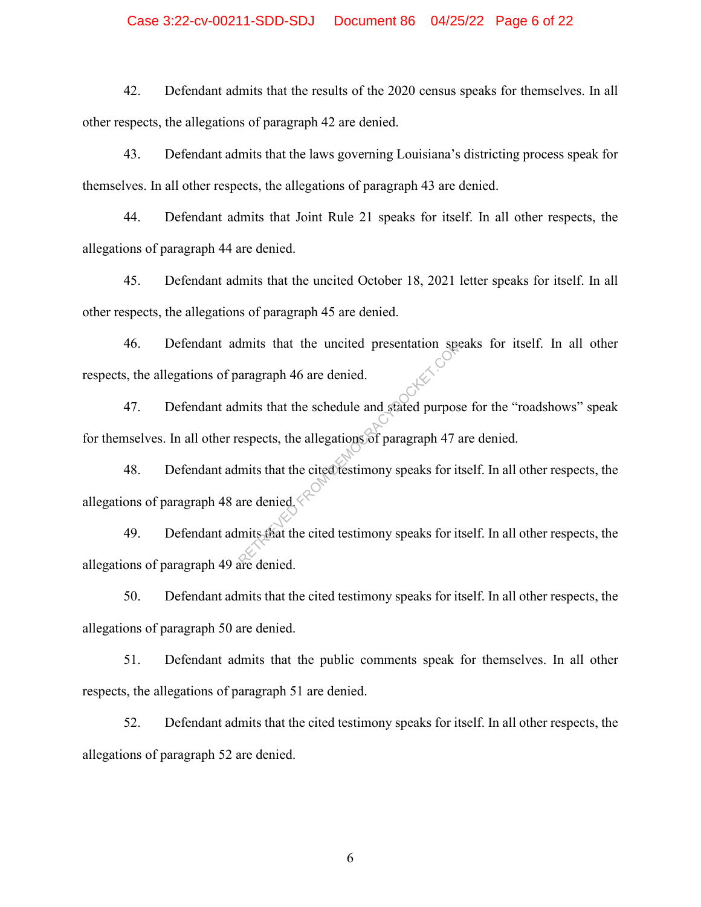42. Defendant admits that the results of the 2020 census speaks for themselves. In all other respects, the allegations of paragraph 42 are denied.

43. Defendant admits that the laws governing Louisiana's districting process speak for themselves. In all other respects, the allegations of paragraph 43 are denied.

44. Defendant admits that Joint Rule 21 speaks for itself. In all other respects, the allegations of paragraph 44 are denied.

45. Defendant admits that the uncited October 18, 2021 letter speaks for itself. In all other respects, the allegations of paragraph 45 are denied.

46. Defendant admits that the uncited presentation speaks for itself. In all other respects, the allegations of paragraph 46 are denied.

47. Defendant admits that the schedule and stated purpose for the "roadshows" speak for themselves. In all other respects, the allegations of paragraph 47 are denied.

48. Defendant admits that the cited testimony speaks for itself. In all other respects, the allegations of paragraph 48 are denied.

49. Defendant admits that the cited testimony speaks for itself. In all other respects, the allegations of paragraph 49 are denied.

50. Defendant admits that the cited testimony speaks for itself. In all other respects, the allegations of paragraph 50 are denied.

51. Defendant admits that the public comments speak for themselves. In all other respects, the allegations of paragraph 51 are denied.

52. Defendant admits that the cited testimony speaks for itself. In all other respects, the allegations of paragraph 52 are denied.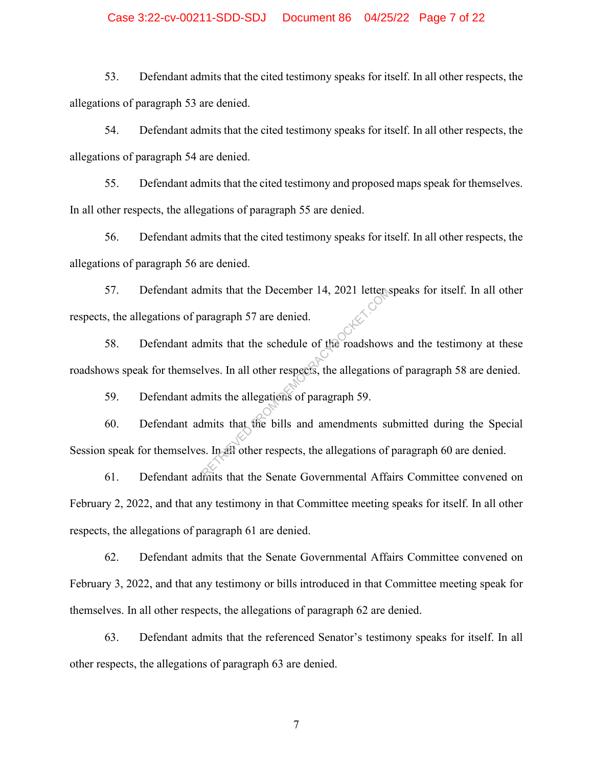53. Defendant admits that the cited testimony speaks for itself. In all other respects, the allegations of paragraph 53 are denied.

54. Defendant admits that the cited testimony speaks for itself. In all other respects, the allegations of paragraph 54 are denied.

55. Defendant admits that the cited testimony and proposed maps speak for themselves. In all other respects, the allegations of paragraph 55 are denied.

56. Defendant admits that the cited testimony speaks for itself. In all other respects, the allegations of paragraph 56 are denied.

57. Defendant admits that the December 14, 2021 letter speaks for itself. In all other respects, the allegations of paragraph 57 are denied.

58. Defendant admits that the schedule of the roadshows and the testimony at these roadshows speak for themselves. In all other respects, the allegations of paragraph 58 are denied.

59. Defendant admits the allegations of paragraph 59.

60. Defendant admits that the bills and amendments submitted during the Special Session speak for themselves. In all other respects, the allegations of paragraph 60 are denied.

61. Defendant admits that the Senate Governmental Affairs Committee convened on February 2, 2022, and that any testimony in that Committee meeting speaks for itself. In all other respects, the allegations of paragraph 61 are denied.

62. Defendant admits that the Senate Governmental Affairs Committee convened on February 3, 2022, and that any testimony or bills introduced in that Committee meeting speak for themselves. In all other respects, the allegations of paragraph 62 are denied.

63. Defendant admits that the referenced Senator's testimony speaks for itself. In all other respects, the allegations of paragraph 63 are denied.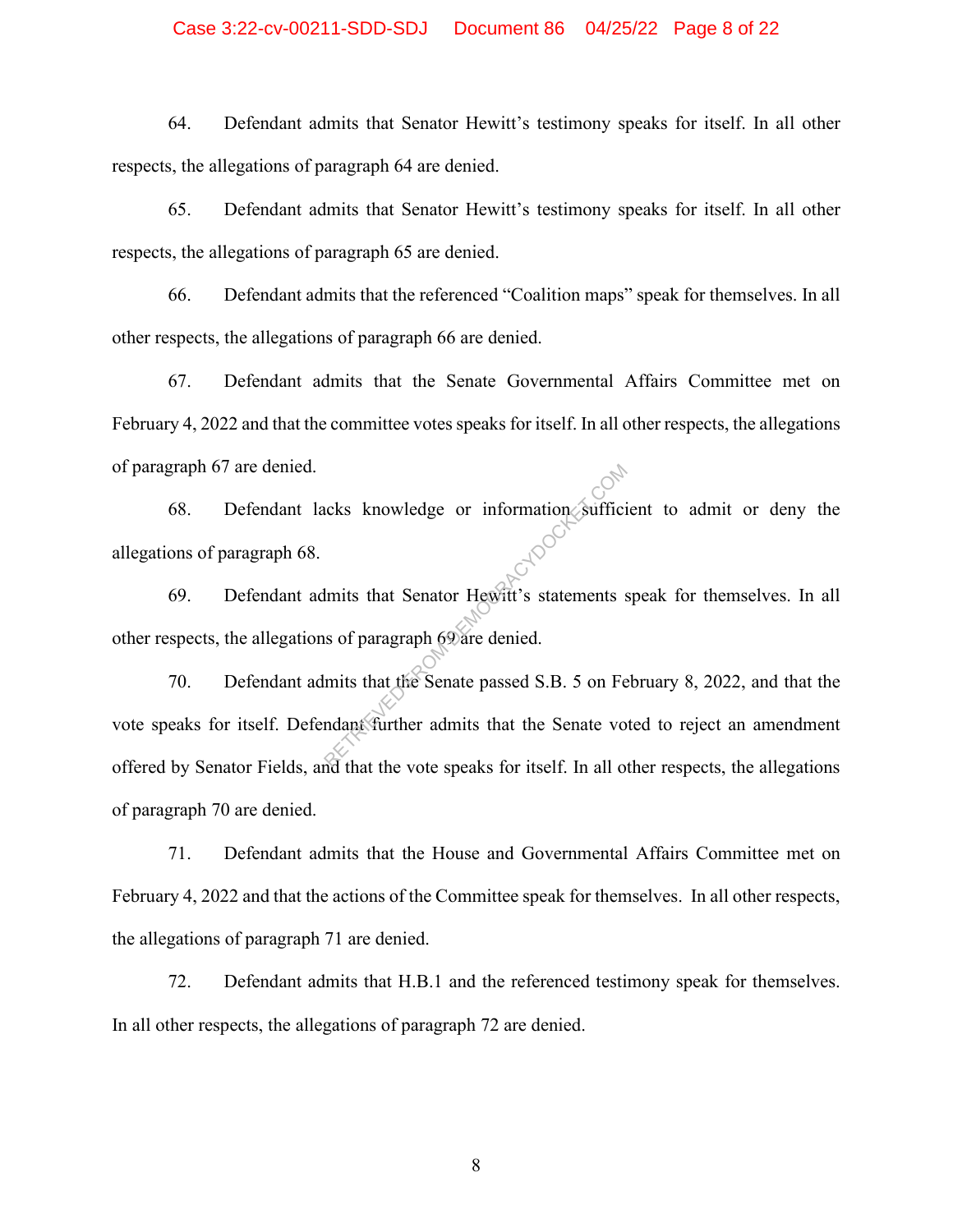64. Defendant admits that Senator Hewitt's testimony speaks for itself. In all other respects, the allegations of paragraph 64 are denied.

65. Defendant admits that Senator Hewitt's testimony speaks for itself. In all other respects, the allegations of paragraph 65 are denied.

66. Defendant admits that the referenced "Coalition maps" speak for themselves. In all other respects, the allegations of paragraph 66 are denied.

67. Defendant admits that the Senate Governmental Affairs Committee met on February 4, 2022 and that the committee votes speaks for itself. In all other respects, the allegations of paragraph 67 are denied.

68. Defendant lacks knowledge or information sufficient to admit or deny the allegations of paragraph 68.

69. Defendant admits that Senator Hewitt's statements speak for themselves. In all other respects, the allegations of paragraph 69 are denied.

70. Defendant admits that the Senate passed S.B. 5 on February 8, 2022, and that the vote speaks for itself. Defendant further admits that the Senate voted to reject an amendment offered by Senator Fields, and that the vote speaks for itself. In all other respects, the allegations of paragraph 70 are denied.

71. Defendant admits that the House and Governmental Affairs Committee met on February 4, 2022 and that the actions of the Committee speak for themselves. In all other respects, the allegations of paragraph 71 are denied.

72. Defendant admits that H.B.1 and the referenced testimony speak for themselves. In all other respects, the allegations of paragraph 72 are denied.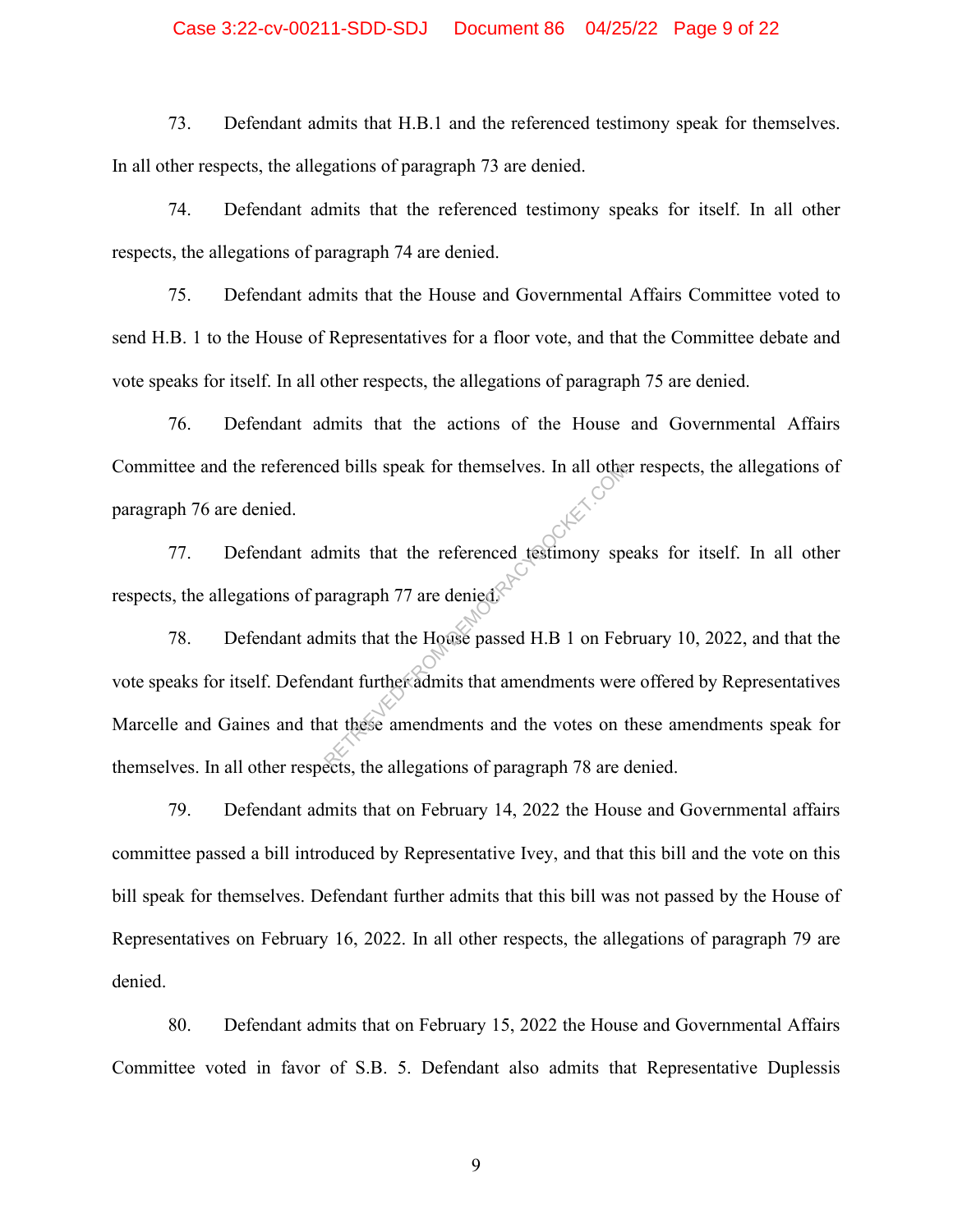73. Defendant admits that H.B.1 and the referenced testimony speak for themselves. In all other respects, the allegations of paragraph 73 are denied.

74. Defendant admits that the referenced testimony speaks for itself. In all other respects, the allegations of paragraph 74 are denied.

75. Defendant admits that the House and Governmental Affairs Committee voted to send H.B. 1 to the House of Representatives for a floor vote, and that the Committee debate and vote speaks for itself. In all other respects, the allegations of paragraph 75 are denied.

76. Defendant admits that the actions of the House and Governmental Affairs Committee and the referenced bills speak for themselves. In all other respects, the allegations of paragraph 76 are denied.

77. Defendant admits that the referenced testimony speaks for itself. In all other respects, the allegations of paragraph 77 are denied.

78. Defendant admits that the House passed H.B 1 on February 10, 2022, and that the vote speaks for itself. Defendant further admits that amendments were offered by Representatives Marcelle and Gaines and that these amendments and the votes on these amendments speak for themselves. In all other respects, the allegations of paragraph 78 are denied.

79. Defendant admits that on February 14, 2022 the House and Governmental affairs committee passed a bill introduced by Representative Ivey, and that this bill and the vote on this bill speak for themselves. Defendant further admits that this bill was not passed by the House of Representatives on February 16, 2022. In all other respects, the allegations of paragraph 79 are denied.

80. Defendant admits that on February 15, 2022 the House and Governmental Affairs Committee voted in favor of S.B. 5. Defendant also admits that Representative Duplessis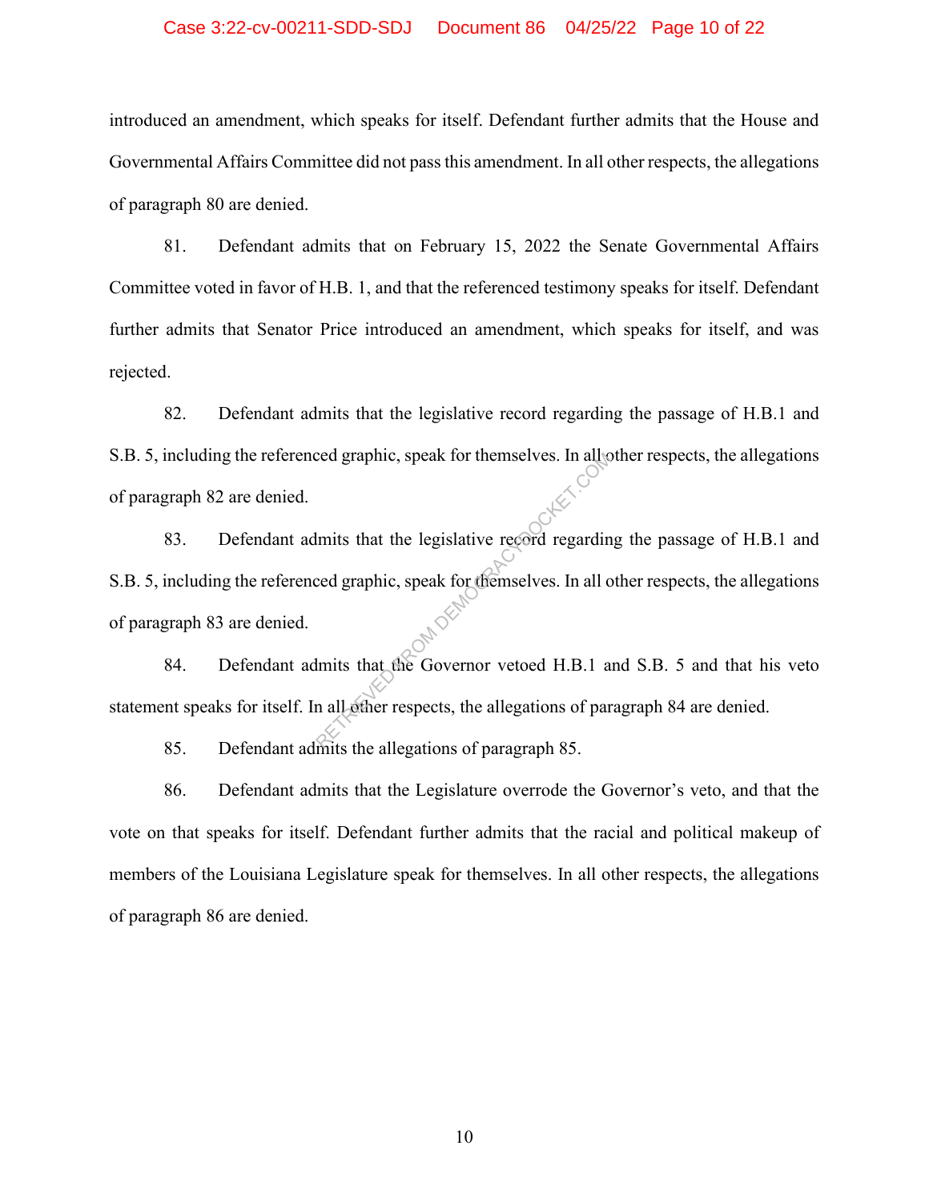introduced an amendment, which speaks for itself. Defendant further admits that the House and Governmental Affairs Committee did not pass this amendment. In all other respects, the allegations of paragraph 80 are denied.

81. Defendant admits that on February 15, 2022 the Senate Governmental Affairs Committee voted in favor of H.B. 1, and that the referenced testimony speaks for itself. Defendant further admits that Senator Price introduced an amendment, which speaks for itself, and was rejected.

82. Defendant admits that the legislative record regarding the passage of H.B.1 and S.B. 5, including the referenced graphic, speak for themselves. In all other respects, the allegations of paragraph 82 are denied.

83. Defendant admits that the legislative record regarding the passage of H.B.1 and S.B. 5, including the referenced graphic, speak for themselves. In all other respects, the allegations of paragraph 83 are denied.

84. Defendant admits that the Governor vetoed H.B.1 and S.B. 5 and that his veto statement speaks for itself. In all other respects, the allegations of paragraph 84 are denied.

85. Defendant admits the allegations of paragraph 85.

86. Defendant admits that the Legislature overrode the Governor's veto, and that the vote on that speaks for itself. Defendant further admits that the racial and political makeup of members of the Louisiana Legislature speak for themselves. In all other respects, the allegations of paragraph 86 are denied.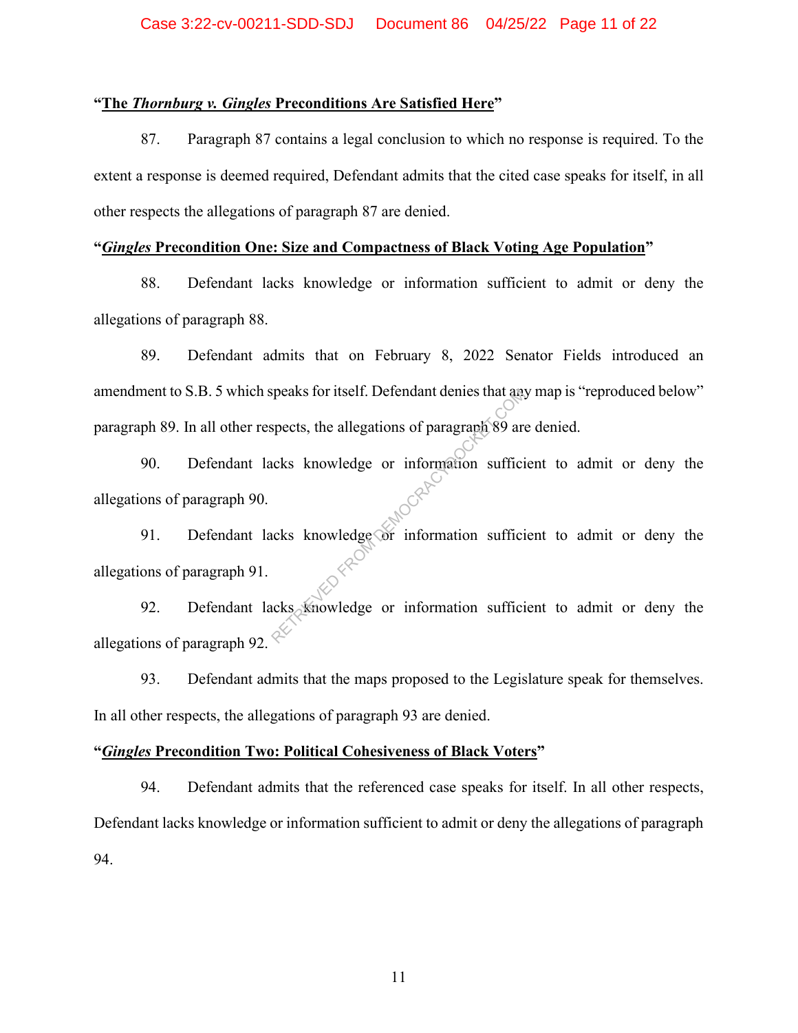**"The *Thornburg v. Gingles* Preconditions Are Satisfied Here"**

87. Paragraph 87 contains a legal conclusion to which no response is required. To the extent a response is deemed required, Defendant admits that the cited case speaks for itself, in all other respects the allegations of paragraph 87 are denied.

**"*Gingles* Precondition One: Size and Compactness of Black Voting Age Population"**

88. Defendant lacks knowledge or information sufficient to admit or deny the allegations of paragraph 88.

89. Defendant admits that on February 8, 2022 Senator Fields introduced an amendment to S.B. 5 which speaks for itself. Defendant denies that any map is "reproduced below" paragraph 89. In all other respects, the allegations of paragraph 89 are denied.

90. Defendant lacks knowledge or information sufficient to admit or deny the allegations of paragraph 90.

91. Defendant lacks knowledge or information sufficient to admit or deny the allegations of paragraph 91.

92. Defendant lacks knowledge or information sufficient to admit or deny the allegations of paragraph 92.

93. Defendant admits that the maps proposed to the Legislature speak for themselves. In all other respects, the allegations of paragraph 93 are denied.

**"*Gingles* Precondition Two: Political Cohesiveness of Black Voters"**

94. Defendant admits that the referenced case speaks for itself. In all other respects, Defendant lacks knowledge or information sufficient to admit or deny the allegations of paragraph 94.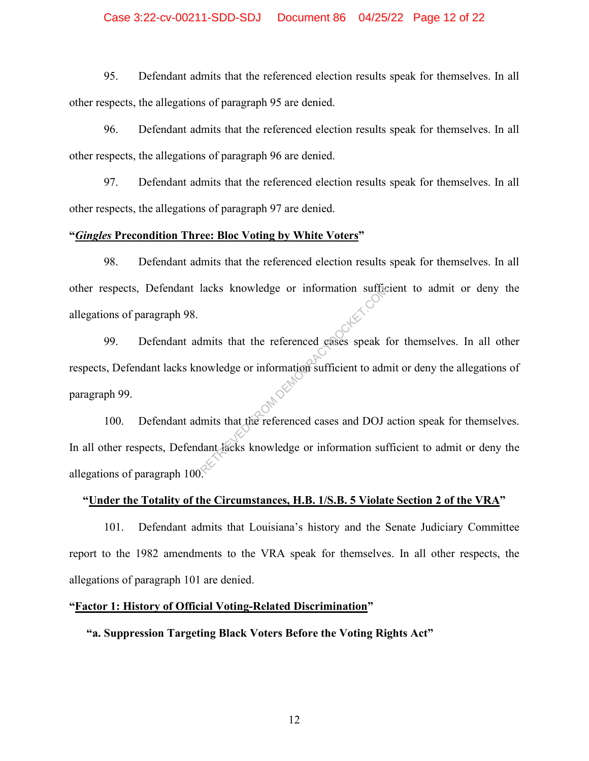95. Defendant admits that the referenced election results speak for themselves. In all other respects, the allegations of paragraph 95 are denied.

96. Defendant admits that the referenced election results speak for themselves. In all other respects, the allegations of paragraph 96 are denied.

97. Defendant admits that the referenced election results speak for themselves. In all other respects, the allegations of paragraph 97 are denied.

**"*Gingles* Precondition Three: Bloc Voting by White Voters"**

98. Defendant admits that the referenced election results speak for themselves. In all other respects, Defendant lacks knowledge or information sufficient to admit or deny the allegations of paragraph 98.

99. Defendant admits that the referenced cases speak for themselves. In all other respects, Defendant lacks knowledge or information sufficient to admit or deny the allegations of paragraph 99.

100. Defendant admits that the referenced cases and DOJ action speak for themselves. In all other respects, Defendant lacks knowledge or information sufficient to admit or deny the allegations of paragraph 100.

**"Under the Totality of the Circumstances, H.B. 1/S.B. 5 Violate Section 2 of the VRA"**

101. Defendant admits that Louisiana's history and the Senate Judiciary Committee report to the 1982 amendments to the VRA speak for themselves. In all other respects, the allegations of paragraph 101 are denied.

**"Factor 1: History of Official Voting-Related Discrimination"**

**"a. Suppression Targeting Black Voters Before the Voting Rights Act"**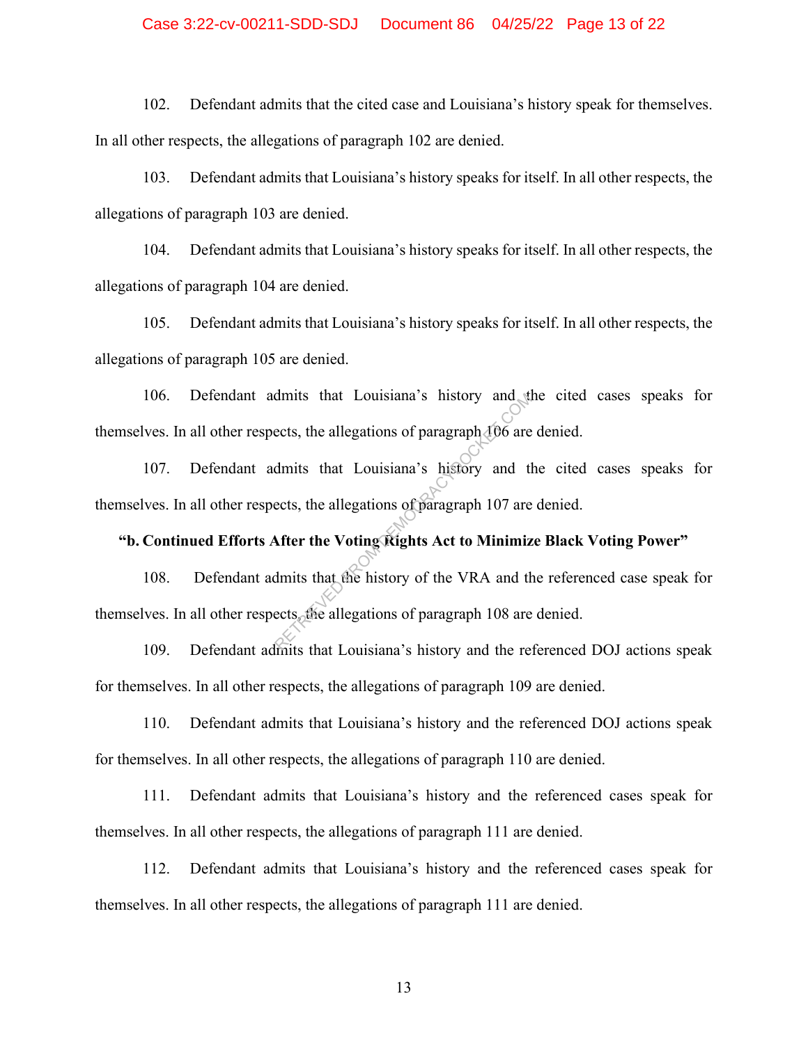102. Defendant admits that the cited case and Louisiana's history speak for themselves. In all other respects, the allegations of paragraph 102 are denied.

103. Defendant admits that Louisiana's history speaks for itself. In all other respects, the allegations of paragraph 103 are denied.

104. Defendant admits that Louisiana's history speaks for itself. In all other respects, the allegations of paragraph 104 are denied.

105. Defendant admits that Louisiana's history speaks for itself. In all other respects, the allegations of paragraph 105 are denied.

106. Defendant admits that Louisiana's history and the cited cases speaks for themselves. In all other respects, the allegations of paragraph 106 are denied.

107. Defendant admits that Louisiana's history and the cited cases speaks for themselves. In all other respects, the allegations of paragraph 107 are denied.

**"b. Continued Efforts After the Voting Rights Act to Minimize Black Voting Power"**

108. Defendant admits that the history of the VRA and the referenced case speak for themselves. In all other respects, the allegations of paragraph 108 are denied.

109. Defendant admits that Louisiana's history and the referenced DOJ actions speak for themselves. In all other respects, the allegations of paragraph 109 are denied.

110. Defendant admits that Louisiana's history and the referenced DOJ actions speak for themselves. In all other respects, the allegations of paragraph 110 are denied.

111. Defendant admits that Louisiana's history and the referenced cases speak for themselves. In all other respects, the allegations of paragraph 111 are denied.

112. Defendant admits that Louisiana's history and the referenced cases speak for themselves. In all other respects, the allegations of paragraph 111 are denied.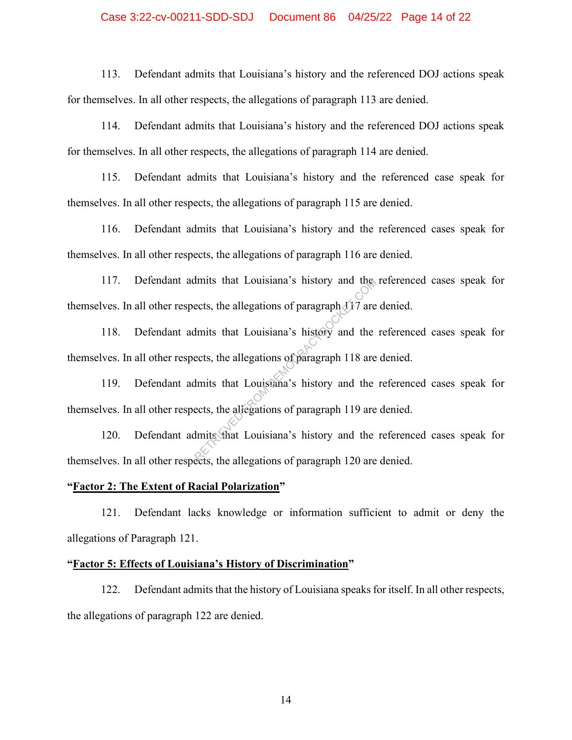113. Defendant admits that Louisiana's history and the referenced DOJ actions speak for themselves. In all other respects, the allegations of paragraph 113 are denied.

114. Defendant admits that Louisiana's history and the referenced DOJ actions speak for themselves. In all other respects, the allegations of paragraph 114 are denied.

115. Defendant admits that Louisiana's history and the referenced case speak for themselves. In all other respects, the allegations of paragraph 115 are denied.

116. Defendant admits that Louisiana's history and the referenced cases speak for themselves. In all other respects, the allegations of paragraph 116 are denied.

117. Defendant admits that Louisiana's history and the referenced cases speak for themselves. In all other respects, the allegations of paragraph 117 are denied.

118. Defendant admits that Louisiana's history and the referenced cases speak for themselves. In all other respects, the allegations of paragraph 118 are denied.

119. Defendant admits that Louisiana's history and the referenced cases speak for themselves. In all other respects, the allegations of paragraph 119 are denied.

120. Defendant admits that Louisiana's history and the referenced cases speak for themselves. In all other respects, the allegations of paragraph 120 are denied.

**"Factor 2: The Extent of Racial Polarization"**

121. Defendant lacks knowledge or information sufficient to admit or deny the allegations of Paragraph 121.

**"Factor 5: Effects of Louisiana's History of Discrimination"**

122. Defendant admits that the history of Louisiana speaks for itself. In all other respects, the allegations of paragraph 122 are denied.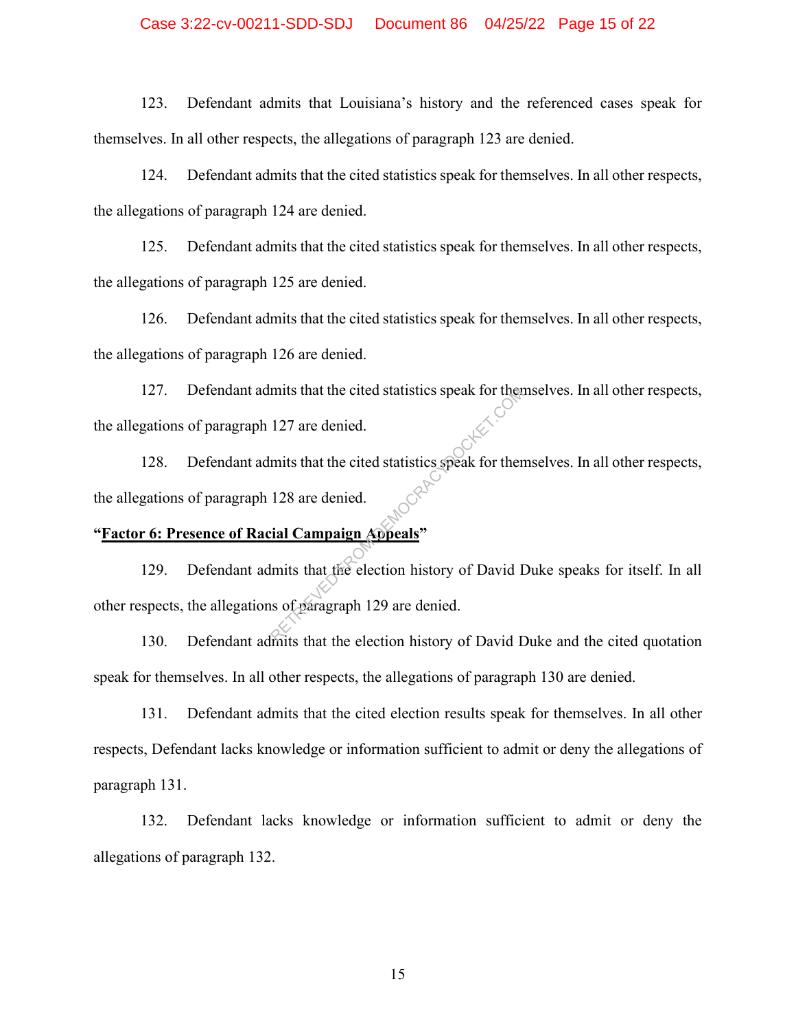123. Defendant admits that Louisiana's history and the referenced cases speak for themselves. In all other respects, the allegations of paragraph 123 are denied.

124. Defendant admits that the cited statistics speak for themselves. In all other respects, the allegations of paragraph 124 are denied.

125. Defendant admits that the cited statistics speak for themselves. In all other respects, the allegations of paragraph 125 are denied.

126. Defendant admits that the cited statistics speak for themselves. In all other respects, the allegations of paragraph 126 are denied.

127. Defendant admits that the cited statistics speak for themselves. In all other respects, the allegations of paragraph 127 are denied.

128. Defendant admits that the cited statistics speak for themselves. In all other respects, the allegations of paragraph 128 are denied.

**"<u>Factor 6: Presence of Racial Campaign Appeals</u>"**

129. Defendant admits that the election history of David Duke speaks for itself. In all other respects, the allegations of paragraph 129 are denied.

130. Defendant admits that the election history of David Duke and the cited quotation speak for themselves. In all other respects, the allegations of paragraph 130 are denied.

131. Defendant admits that the cited election results speak for themselves. In all other respects, Defendant lacks knowledge or information sufficient to admit or deny the allegations of paragraph 131.

132. Defendant lacks knowledge or information sufficient to admit or deny the allegations of paragraph 132.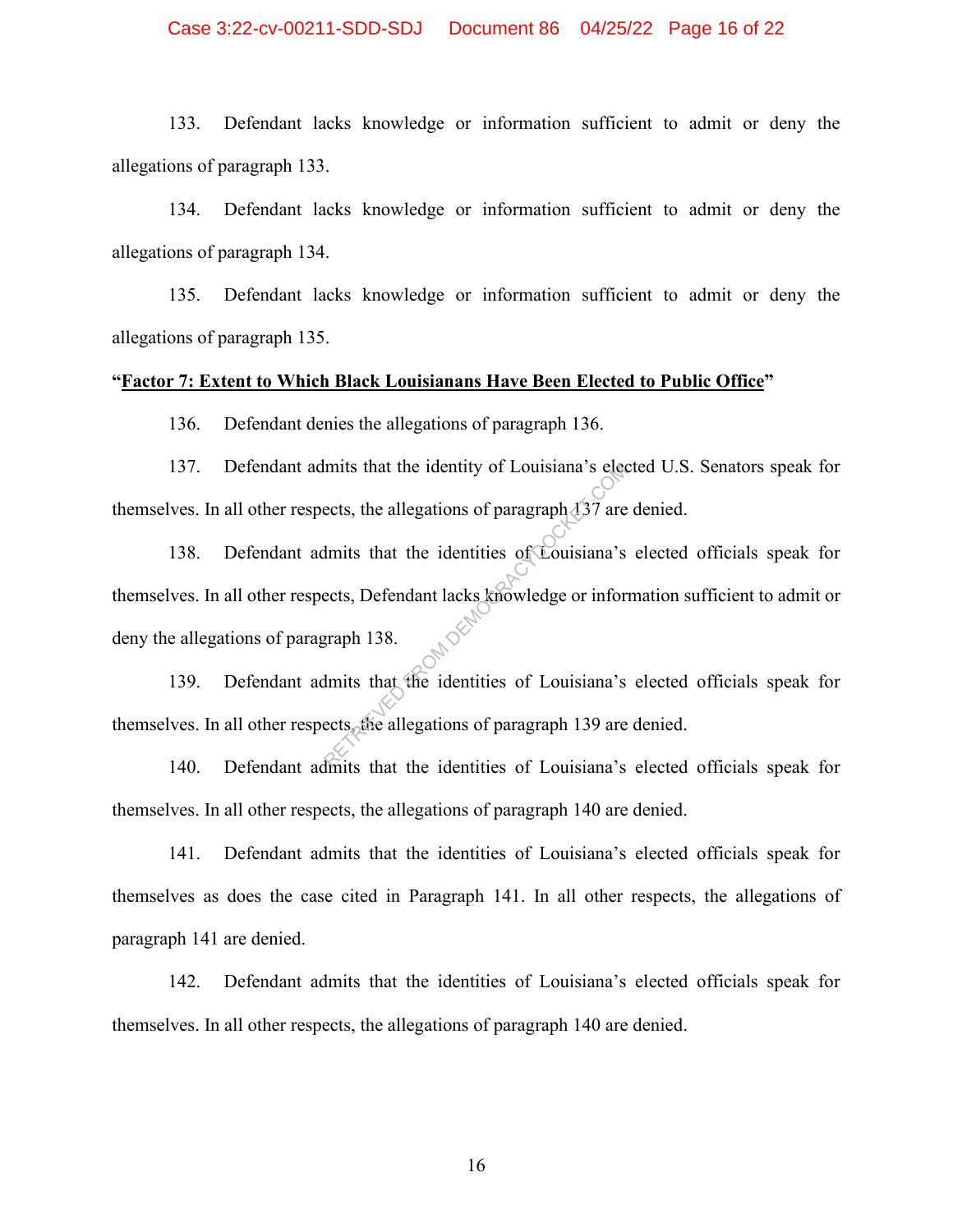133. Defendant lacks knowledge or information sufficient to admit or deny the allegations of paragraph 133.

134. Defendant lacks knowledge or information sufficient to admit or deny the allegations of paragraph 134.

135. Defendant lacks knowledge or information sufficient to admit or deny the allegations of paragraph 135.

**"Factor 7: Extent to Which Black Louisianans Have Been Elected to Public Office"**

136. Defendant denies the allegations of paragraph 136.

137. Defendant admits that the identity of Louisiana's elected U.S. Senators speak for themselves. In all other respects, the allegations of paragraph 137 are denied.

138. Defendant admits that the identities of Louisiana's elected officials speak for themselves. In all other respects, Defendant lacks knowledge or information sufficient to admit or deny the allegations of paragraph 138.

139. Defendant admits that the identities of Louisiana's elected officials speak for themselves. In all other respects, the allegations of paragraph 139 are denied.

140. Defendant admits that the identities of Louisiana's elected officials speak for themselves. In all other respects, the allegations of paragraph 140 are denied.

141. Defendant admits that the identities of Louisiana's elected officials speak for themselves as does the case cited in Paragraph 141. In all other respects, the allegations of paragraph 141 are denied.

142. Defendant admits that the identities of Louisiana's elected officials speak for themselves. In all other respects, the allegations of paragraph 140 are denied.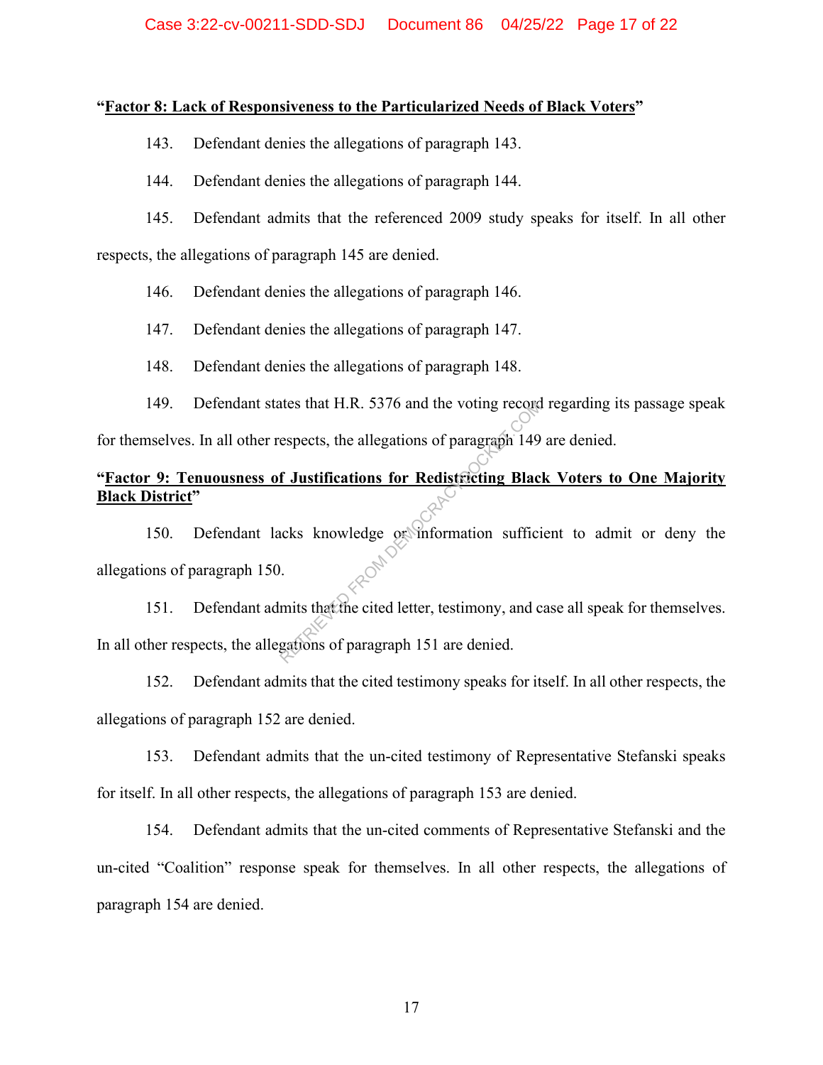**"Factor 8: Lack of Responsiveness to the Particularized Needs of Black Voters"**

143. Defendant denies the allegations of paragraph 143.

144. Defendant denies the allegations of paragraph 144.

145. Defendant admits that the referenced 2009 study speaks for itself. In all other respects, the allegations of paragraph 145 are denied.

146. Defendant denies the allegations of paragraph 146.

147. Defendant denies the allegations of paragraph 147.

148. Defendant denies the allegations of paragraph 148.

149. Defendant states that H.R. 5376 and the voting record regarding its passage speak for themselves. In all other respects, the allegations of paragraph 149 are denied.

**"Factor 9: Tenuousness of Justifications for Redistricting Black Voters to One Majority Black District"**

150. Defendant lacks knowledge or information sufficient to admit or deny the allegations of paragraph 150.

151. Defendant admits that the cited letter, testimony, and case all speak for themselves. In all other respects, the allegations of paragraph 151 are denied.

152. Defendant admits that the cited testimony speaks for itself. In all other respects, the allegations of paragraph 152 are denied.

153. Defendant admits that the un-cited testimony of Representative Stefanski speaks for itself. In all other respects, the allegations of paragraph 153 are denied.

154. Defendant admits that the un-cited comments of Representative Stefanski and the un-cited "Coalition" response speak for themselves. In all other respects, the allegations of paragraph 154 are denied.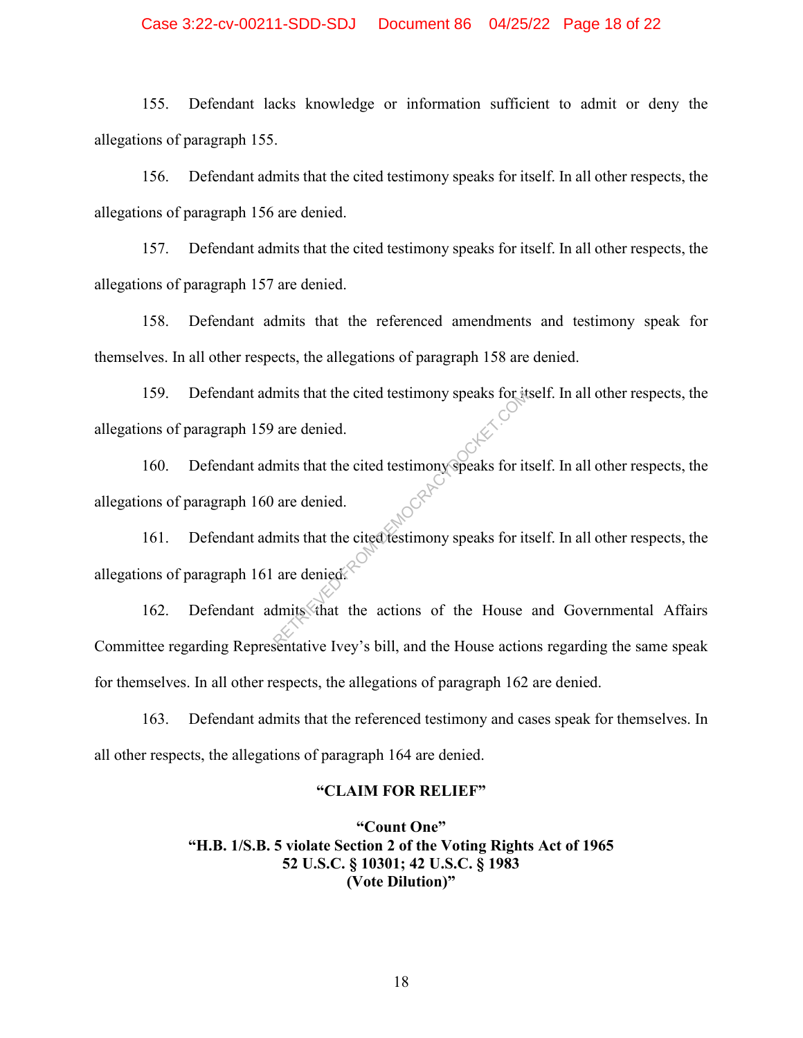155. Defendant lacks knowledge or information sufficient to admit or deny the allegations of paragraph 155.

156. Defendant admits that the cited testimony speaks for itself. In all other respects, the allegations of paragraph 156 are denied.

157. Defendant admits that the cited testimony speaks for itself. In all other respects, the allegations of paragraph 157 are denied.

158. Defendant admits that the referenced amendments and testimony speak for themselves. In all other respects, the allegations of paragraph 158 are denied.

159. Defendant admits that the cited testimony speaks for itself. In all other respects, the allegations of paragraph 159 are denied.

160. Defendant admits that the cited testimony speaks for itself. In all other respects, the allegations of paragraph 160 are denied.

161. Defendant admits that the cited testimony speaks for itself. In all other respects, the allegations of paragraph 161 are denied.

162. Defendant admits that the actions of the House and Governmental Affairs Committee regarding Representative Ivey's bill, and the House actions regarding the same speak for themselves. In all other respects, the allegations of paragraph 162 are denied.

163. Defendant admits that the referenced testimony and cases speak for themselves. In all other respects, the allegations of paragraph 164 are denied.

## "CLAIM FOR RELIEF"

### "Count One"
### "H.B. 1/S.B. 5 violate Section 2 of the Voting Rights Act of 1965 52 U.S.C. § 10301; 42 U.S.C. § 1983 (Vote Dilution)"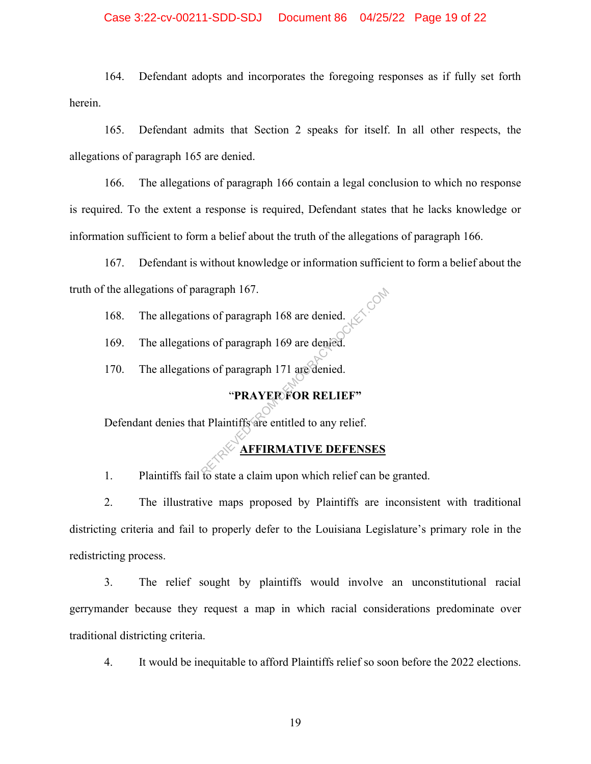164. Defendant adopts and incorporates the foregoing responses as if fully set forth herein.

165. Defendant admits that Section 2 speaks for itself. In all other respects, the allegations of paragraph 165 are denied.

166. The allegations of paragraph 166 contain a legal conclusion to which no response is required. To the extent a response is required, Defendant states that he lacks knowledge or information sufficient to form a belief about the truth of the allegations of paragraph 166.

167. Defendant is without knowledge or information sufficient to form a belief about the truth of the allegations of paragraph 167.

168. The allegations of paragraph 168 are denied.

169. The allegations of paragraph 169 are denied.

170. The allegations of paragraph 171 are denied.

**"PRAYER FOR RELIEF"**

Defendant denies that Plaintiffs are entitled to any relief.

**AFFIRMATIVE DEFENSES**

1. Plaintiffs fail to state a claim upon which relief can be granted.

2. The illustrative maps proposed by Plaintiffs are inconsistent with traditional districting criteria and fail to properly defer to the Louisiana Legislature's primary role in the redistricting process.

3. The relief sought by plaintiffs would involve an unconstitutional racial gerrymander because they request a map in which racial considerations predominate over traditional districting criteria.

4. It would be inequitable to afford Plaintiffs relief so soon before the 2022 elections.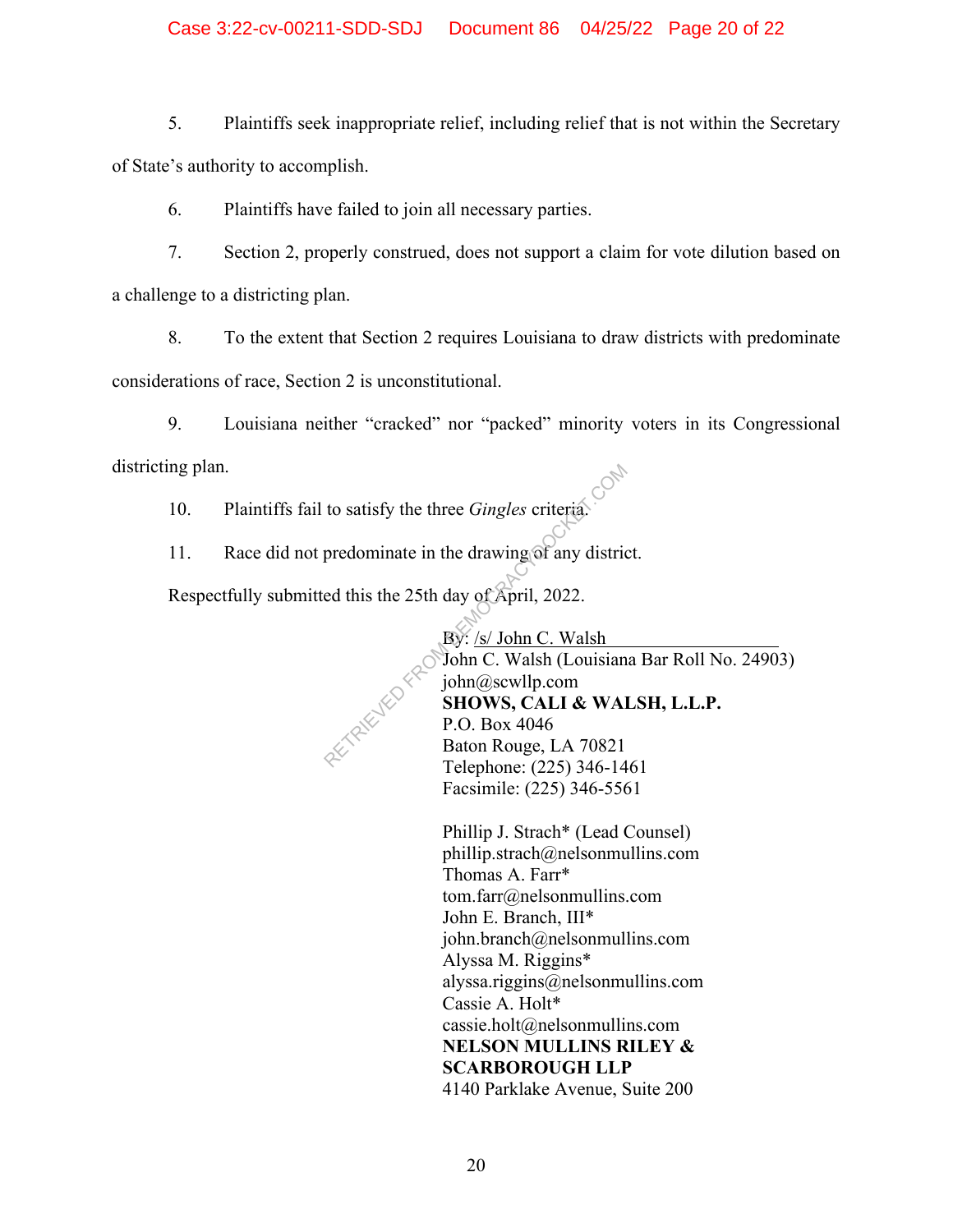5. Plaintiffs seek inappropriate relief, including relief that is not within the Secretary of State's authority to accomplish.

6. Plaintiffs have failed to join all necessary parties.

7. Section 2, properly construed, does not support a claim for vote dilution based on a challenge to a districting plan.

8. To the extent that Section 2 requires Louisiana to draw districts with predominate considerations of race, Section 2 is unconstitutional.

9. Louisiana neither "cracked" nor "packed" minority voters in its Congressional districting plan.

10. Plaintiffs fail to satisfy the three *Gingles* criteria.

11. Race did not predominate in the drawing of any district.

Respectfully submitted this the 25th day of April, 2022.

By: /s/ John C. Walsh
John C. Walsh (Louisiana Bar Roll No. 24903)
john@scwllp.com
**SHOWS, CALI & WALSH, L.L.P.**
P.O. Box 4046
Baton Rouge, LA 70821
Telephone: (225) 346-1461
Facsimile: (225) 346-5561

Phillip J. Strach* (Lead Counsel)
phillip.strach@nelsonmullins.com
Thomas A. Farr*
tom.farr@nelsonmullins.com
John E. Branch, III*
john.branch@nelsonmullins.com
Alyssa M. Riggins*
alyssa.riggins@nelsonmullins.com
Cassie A. Holt*
cassie.holt@nelsonmullins.com
**NELSON MULLINS RILEY & SCARBOROUGH LLP**
4140 Parklake Avenue, Suite 200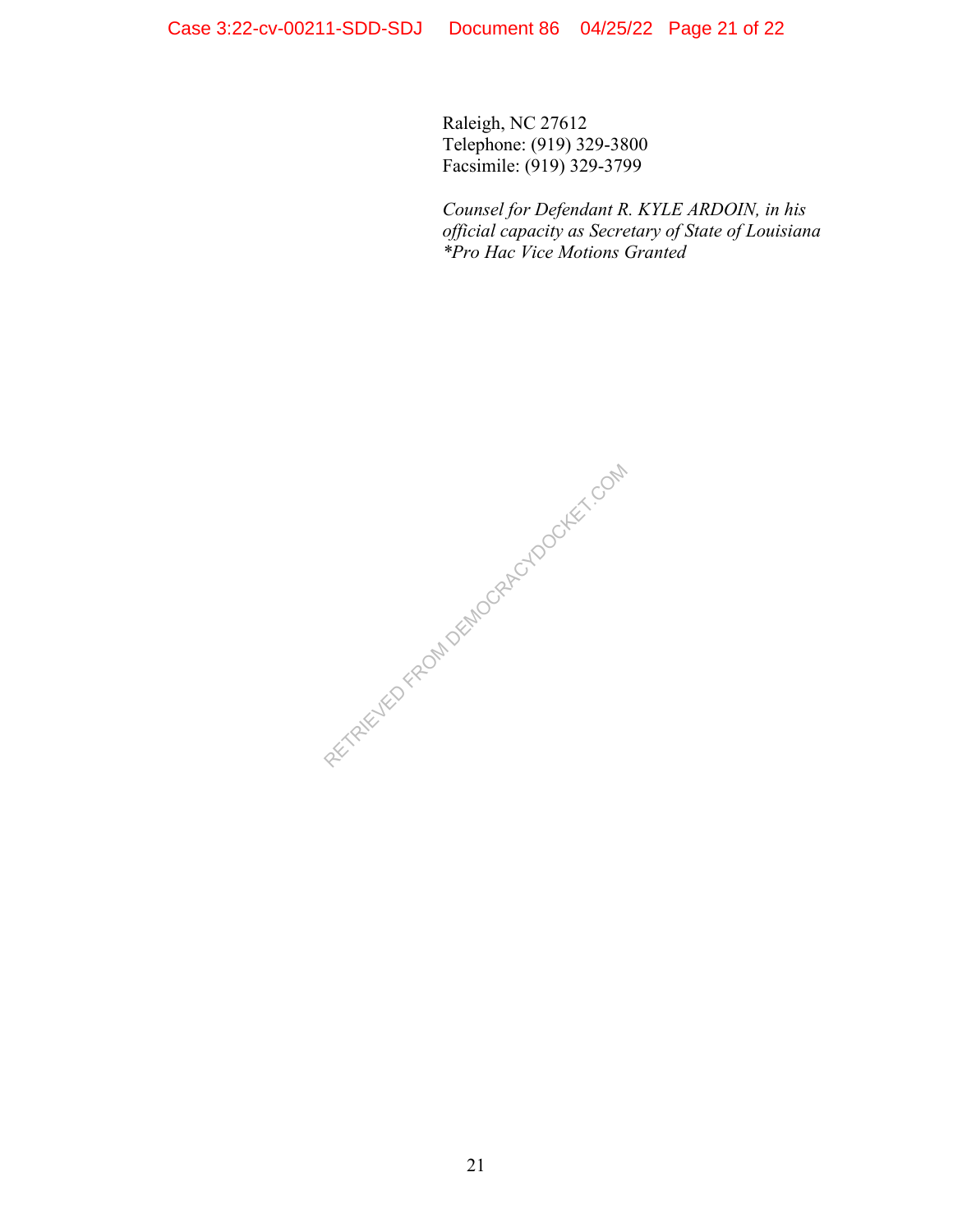Raleigh, NC 27612
Telephone: (919) 329-3800
Facsimile: (919) 329-3799

*Counsel for Defendant R. KYLE ARDOIN, in his official capacity as Secretary of State of Louisiana*
**Pro Hac Vice Motions Granted*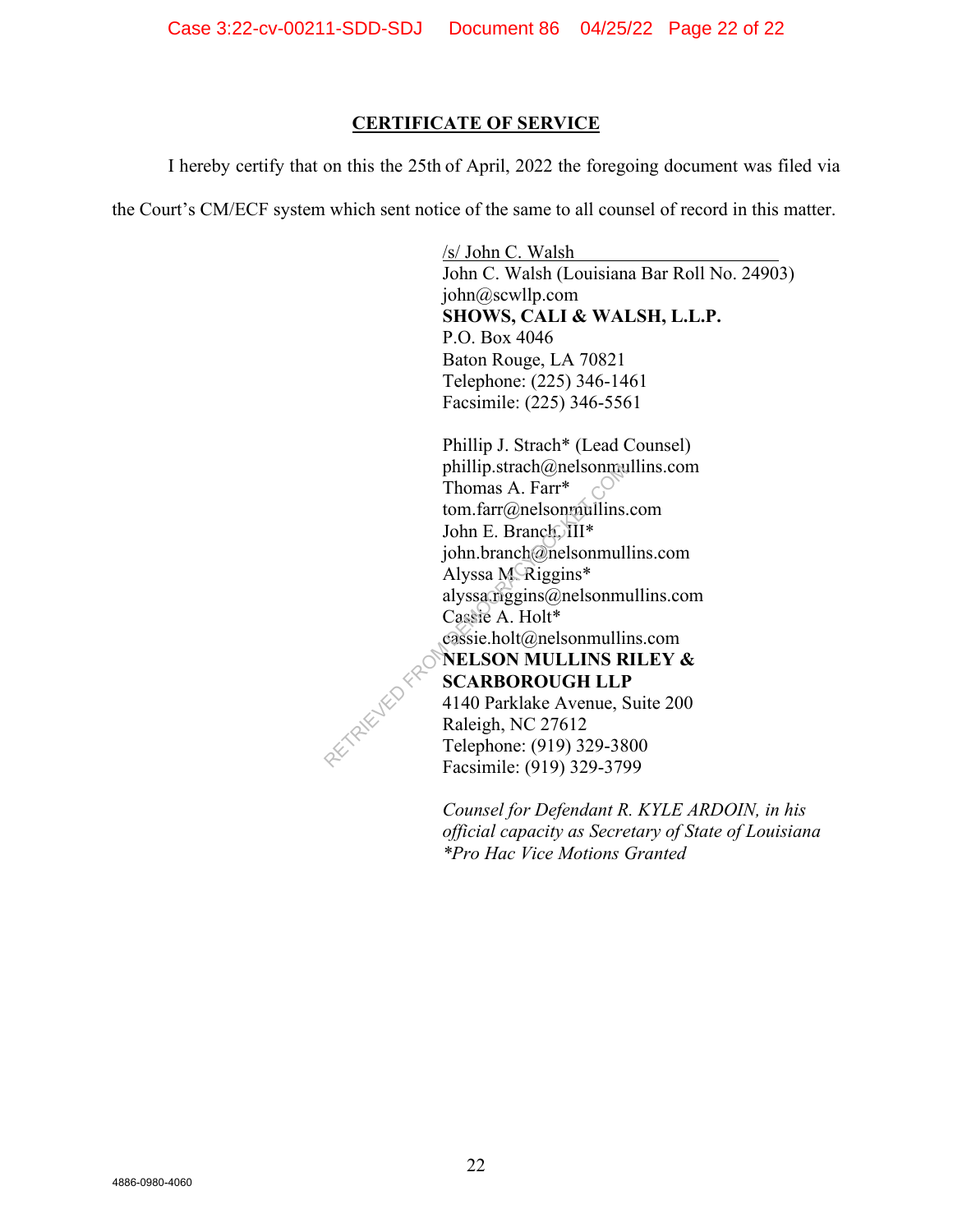## CERTIFICATE OF SERVICE

I hereby certify that on this the 25th of April, 2022 the foregoing document was filed via the Court's CM/ECF system which sent notice of the same to all counsel of record in this matter.

/s/ John C. Walsh
John C. Walsh (Louisiana Bar Roll No. 24903)
john@scwllp.com
**SHOWS, CALI & WALSH, L.L.P.**
P.O. Box 4046
Baton Rouge, LA 70821
Telephone: (225) 346-1461
Facsimile: (225) 346-5561

Phillip J. Strach* (Lead Counsel)
phillip.strach@nelsonmullins.com
Thomas A. Farr*
tom.farr@nelsonmullins.com
John E. Branch, III*
john.branch@nelsonmullins.com
Alyssa M. Riggins*
alyssa.riggins@nelsonmullins.com
Cassie A. Holt*
cassie.holt@nelsonmullins.com
**NELSON MULLINS RILEY & SCARBOROUGH LLP**
4140 Parklake Avenue, Suite 200
Raleigh, NC 27612
Telephone: (919) 329-3800
Facsimile: (919) 329-3799

*Counsel for Defendant R. KYLE ARDOIN, in his official capacity as Secretary of State of Louisiana*
*\*Pro Hac Vice Motions Granted*

4886-0980-4060